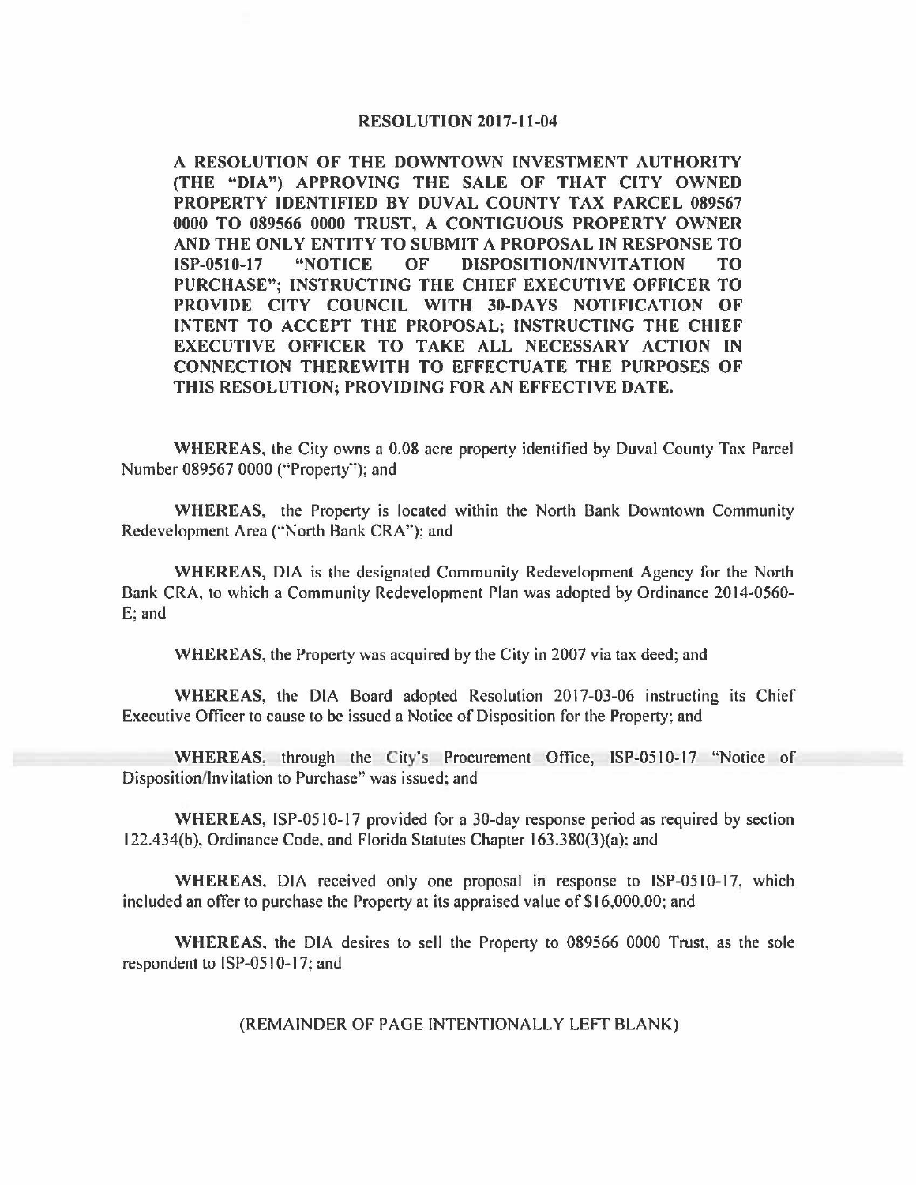# RESOLUTION 2017-11-04

**A RESOLUTION OF THE DOWNTOWN INVESTMENT AUTHORITY (THE "DIA") APPROVING THE SALE OF THAT CITY OWNED PROPERTY IDENTIFIED BY DUVAL COUNTY TAX PARCEL 089567 0000 TO 089566 0000 TRUST, A CONTIGUOUS PROPERTY OWNER AND THE ONLY ENTITY TO SUBMIT A PROPOSAL IN RESPONSE TO ISP-0510-17 "NOTICE OF DISPOSITION/INVITATION TO PURCHASE"; INSTRUCTING THE CHIEF EXECUTIVE OFFICER TO PROVIDE CITY COUNCIL WITH 30-DAYS NOTIFICATION OF INTENT TO ACCEPT THE PROPOSAL; INSTRUCTING THE CHIEF EXECUTIVE OFFICER TO TAKE ALL NECESSARY ACTION IN CONNECTION THEREWITH TO EFFECTUATE THE PURPOSES OF THIS RESOLUTION; PROVIDING FOR AN EFFECTIVE DATE.**

**WHEREAS**, the City owns a 0.08 acre property identified by Duval County Tax Parcel Number 089567 0000 ("Property"); and

**WHEREAS**, the Property is located within the North Bank Downtown Community Redevelopment Area ("North Bank CRA"); and

**WHEREAS**, DIA is the designated Community Redevelopment Agency for the North Bank CRA, to which a Community Redevelopment Plan was adopted by Ordinance 2014-0560-E; and

**WHEREAS**, the Property was acquired by the City in 2007 via tax deed; and

**WHEREAS**, the DIA Board adopted Resolution 2017-03-06 instructing its Chief Executive Officer to cause to be issued a Notice of Disposition for the Property; and

**WHEREAS**, through the City's Procurement Office, ISP-0510-17 "Notice of Disposition/Invitation to Purchase" was issued; and

**WHEREAS**, ISP-0510-17 provided for a 30-day response period as required by section 122.434(b), Ordinance Code, and Florida Statutes Chapter 163.380(3)(a); and

**WHEREAS**, DIA received only one proposal in response to ISP-0510-17, which included an offer to purchase the Property at its appraised value of $16,000.00; and

**WHEREAS**, the DIA desires to sell the Property to 089566 0000 Trust, as the sole respondent to ISP-0510-17; and

(REMAINDER OF PAGE INTENTIONALLY LEFT BLANK)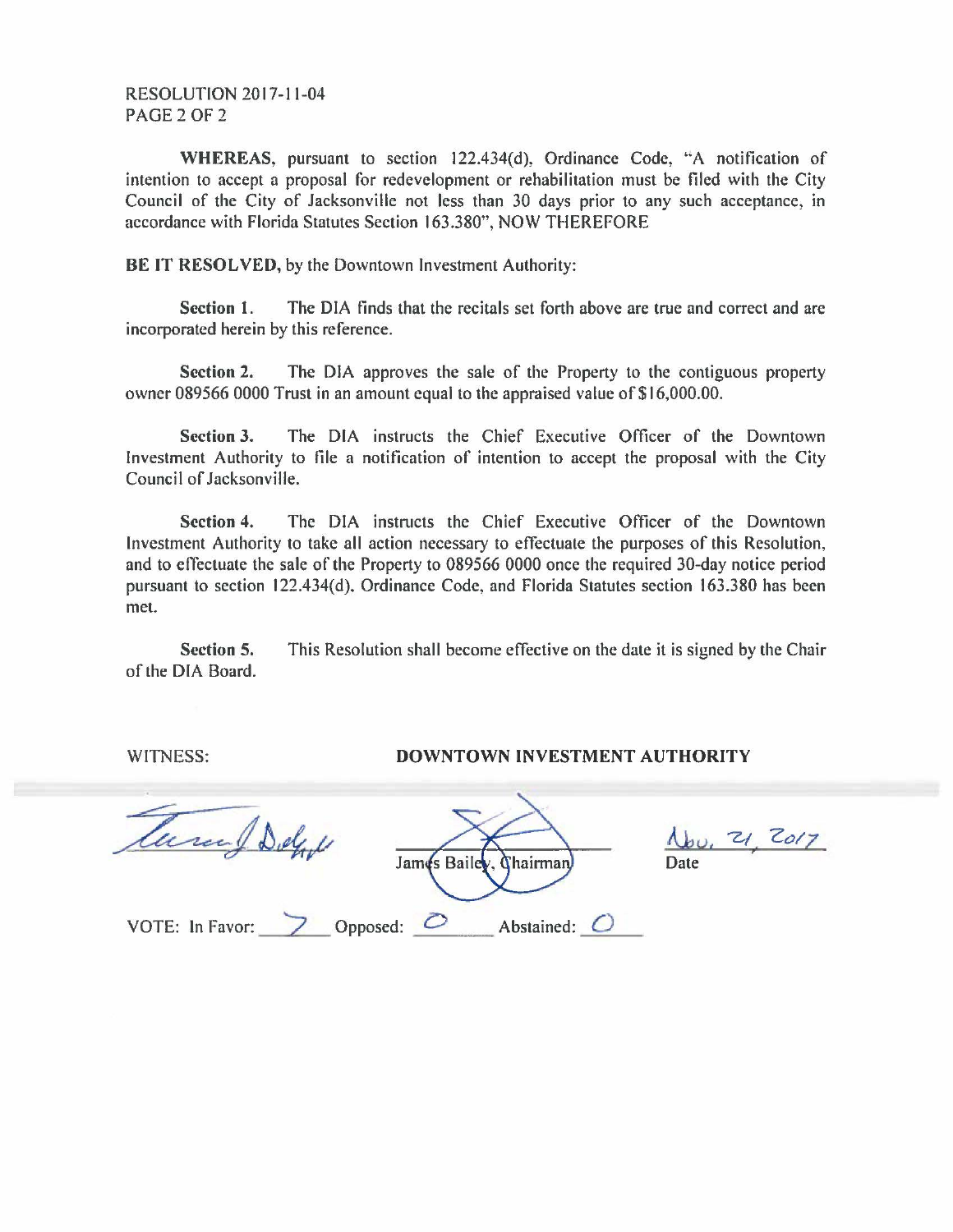RESOLUTION 2017-11-04

**WHEREAS**, pursuant to section 122.434(d), Ordinance Code, "A notification of intention to accept a proposal for redevelopment or rehabilitation must be filed with the City Council of the City of Jacksonville not less than 30 days prior to any such acceptance, in accordance with Florida Statutes Section 163.380", NOW THEREFORE

**BE IT RESOLVED,** by the Downtown Investment Authority:

**Section 1.** The DIA finds that the recitals set forth above are true and correct and are incorporated herein by this reference.

**Section 2.** The DIA approves the sale of the Property to the contiguous property owner 089566 0000 Trust in an amount equal to the appraised value of $16,000.00.

**Section 3.** The DIA instructs the Chief Executive Officer of the Downtown Investment Authority to file a notification of intention to accept the proposal with the City Council of Jacksonville.

**Section 4.** The DIA instructs the Chief Executive Officer of the Downtown Investment Authority to take all action necessary to effectuate the purposes of this Resolution, and to effectuate the sale of the Property to 089566 0000 once the required 30-day notice period pursuant to section 122.434(d), Ordinance Code, and Florida Statutes section 163.380 has been met.

**Section 5.** This Resolution shall become effective on the date it is signed by the Chair of the DIA Board.

WITNESS: **DOWNTOWN INVESTMENT AUTHORITY**

James Bailey, Chairman

Nov. 21, 2017
Date

VOTE: In Favor: 7 Opposed: 0 Abstained: 0